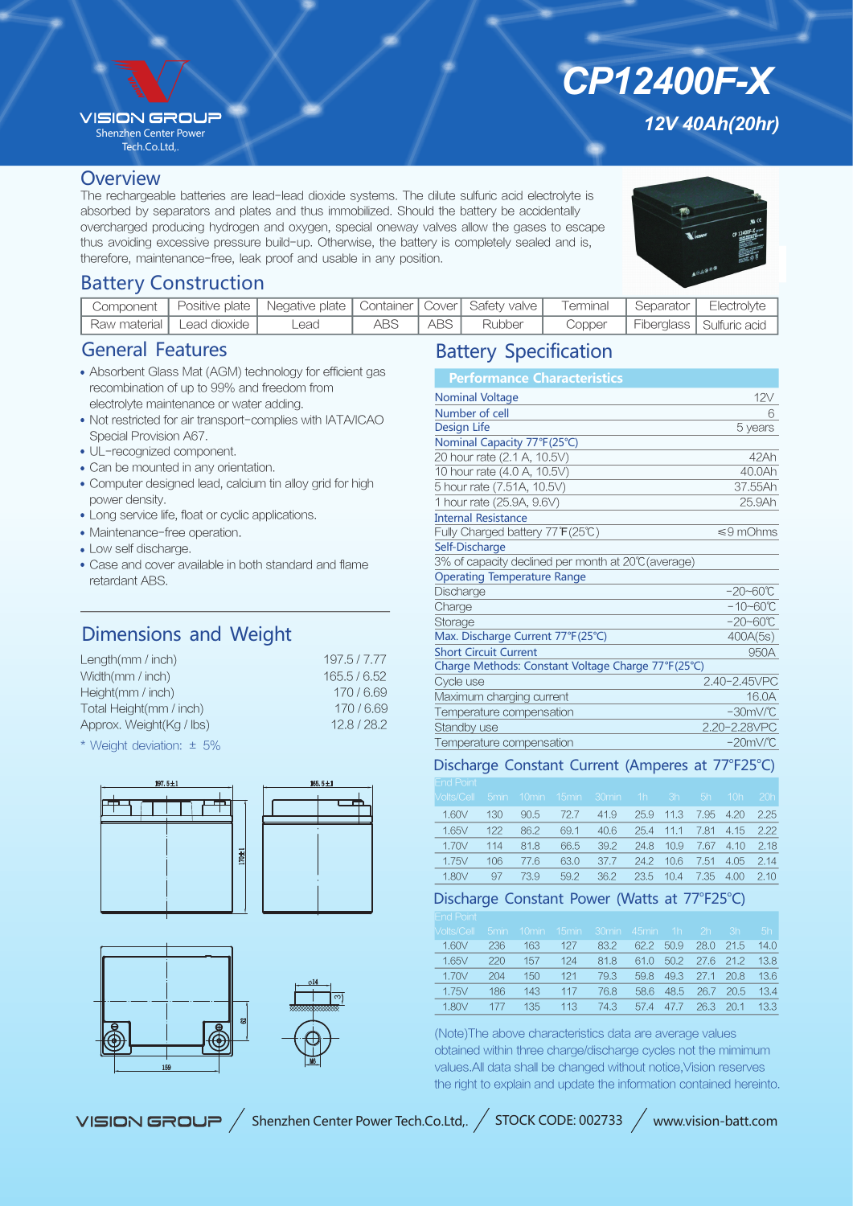VISION GROUP
Shenzhen Center Power Tech.Co.Ltd,.

# CP12400F-X

**12V 40Ah(20hr)**

## Overview

The rechargeable batteries are lead-lead dioxide systems. The dilute sulfuric acid electrolyte is absorbed by separators and plates and thus immobilized. Should the battery be accidentally overcharged producing hydrogen and oxygen, special oneway valves allow the gases to escape thus avoiding excessive pressure build-up. Otherwise, the battery is completely sealed and is, therefore, maintenance-free, leak proof and usable in any position.

## Battery Construction

| Component | Positive plate | Negative plate | Container | Cover | Safety valve | Terminal | Separator | Electrolyte |
|---|---|---|---|---|---|---|---|---|
| Raw material | Lead dioxide | Lead | ABS | ABS | Rubber | Copper | Fiberglass | Sulfuric acid |

## General Features

- Absorbent Glass Mat (AGM) technology for efficient gas recombination of up to 99% and freedom from electrolyte maintenance or water adding.
- Not restricted for air transport-complies with IATA/ICAO Special Provision A67.
- UL-recognized component.
- Can be mounted in any orientation.
- Computer designed lead, calcium tin alloy grid for high power density.
- Long service life, float or cyclic applications.
- Maintenance-free operation.
- Low self discharge.
- Case and cover available in both standard and flame retardant ABS.

## Dimensions and Weight

| | |
|---|---|
| Length(mm / inch) | 197.5 / 7.77 |
| Width(mm / inch) | 165.5 / 6.52 |
| Height(mm / inch) | 170 / 6.69 |
| Total Height(mm / inch) | 170 / 6.69 |
| Approx. Weight(Kg / lbs) | 12.8 / 28.2 |

\* Weight deviation: ± 5%

## Battery Specification

| Performance Characteristics | |
|---|---|
| **Nominal Voltage** | 12V |
| **Number of cell** | 6 |
| **Design Life** | 5 years |
| **Nominal Capacity 77°F(25°C)** | |
| 20 hour rate (2.1 A, 10.5V) | 42Ah |
| 10 hour rate (4.0 A, 10.5V) | 40.0Ah |
| 5 hour rate (7.51A, 10.5V) | 37.55Ah |
| 1 hour rate (25.9A, 9.6V) | 25.9Ah |
| **Internal Resistance** | |
| Fully Charged battery 77°F(25°C) | ≤9 mOhms |
| **Self-Discharge** | |
| 3% of capacity declined per month at 20°C(average) | |
| **Operating Temperature Range** | |
| Discharge | -20~60°C |
| Charge | -10~60°C |
| Storage | -20~60°C |
| **Max. Discharge Current 77°F(25°C)** | 400A(5s) |
| **Short Circuit Current** | 950A |
| **Charge Methods: Constant Voltage Charge 77°F(25°C)** | |
| Cycle use | 2.40-2.45VPC |
| Maximum charging current | 16.0A |
| Temperature compensation | -30mV/°C |
| Standby use | 2.20-2.28VPC |
| Temperature compensation | -20mV/°C |

## Discharge Constant Current (Amperes at 77°F25°C)

| End Point Volts/Cell | 5min | 10min | 15min | 30min | 1h | 3h | 5h | 10h | 20h |
|---|---|---|---|---|---|---|---|---|---|
| 1.60V | 130 | 90.5 | 72.7 | 41.9 | 25.9 | 11.3 | 7.95 | 4.20 | 2.25 |
| 1.65V | 122 | 86.2 | 69.1 | 40.6 | 25.4 | 11.1 | 7.81 | 4.15 | 2.22 |
| 1.70V | 114 | 81.8 | 66.5 | 39.2 | 24.8 | 10.9 | 7.67 | 4.10 | 2.18 |
| 1.75V | 106 | 77.6 | 63.0 | 37.7 | 24.2 | 10.6 | 7.51 | 4.05 | 2.14 |
| 1.80V | 97 | 73.9 | 59.2 | 36.2 | 23.5 | 10.4 | 7.35 | 4.00 | 2.10 |

## Discharge Constant Power (Watts at 77°F25°C)

| End Point Volts/Cell | 5min | 10min | 15min | 30min | 45min | 1h | 2h | 3h | 5h |
|---|---|---|---|---|---|---|---|---|---|
| 1.60V | 236 | 163 | 127 | 83.2 | 62.2 | 50.9 | 28.0 | 21.5 | 14.0 |
| 1.65V | 220 | 157 | 124 | 81.8 | 61.0 | 50.2 | 27.6 | 21.2 | 13.8 |
| 1.70V | 204 | 150 | 121 | 79.3 | 59.8 | 49.3 | 27.1 | 20.8 | 13.6 |
| 1.75V | 186 | 143 | 117 | 76.8 | 58.6 | 48.5 | 26.7 | 20.5 | 13.4 |
| 1.80V | 177 | 135 | 113 | 74.3 | 57.4 | 47.7 | 26.3 | 20.1 | 13.3 |

(Note)The above characteristics data are average values obtained within three charge/discharge cycles not the mimimum values.All data shall be changed without notice,Vision reserves the right to explain and update the information contained hereinto.

VISION GROUP / Shenzhen Center Power Tech.Co.Ltd,. / STOCK CODE: 002733 / www.vision-batt.com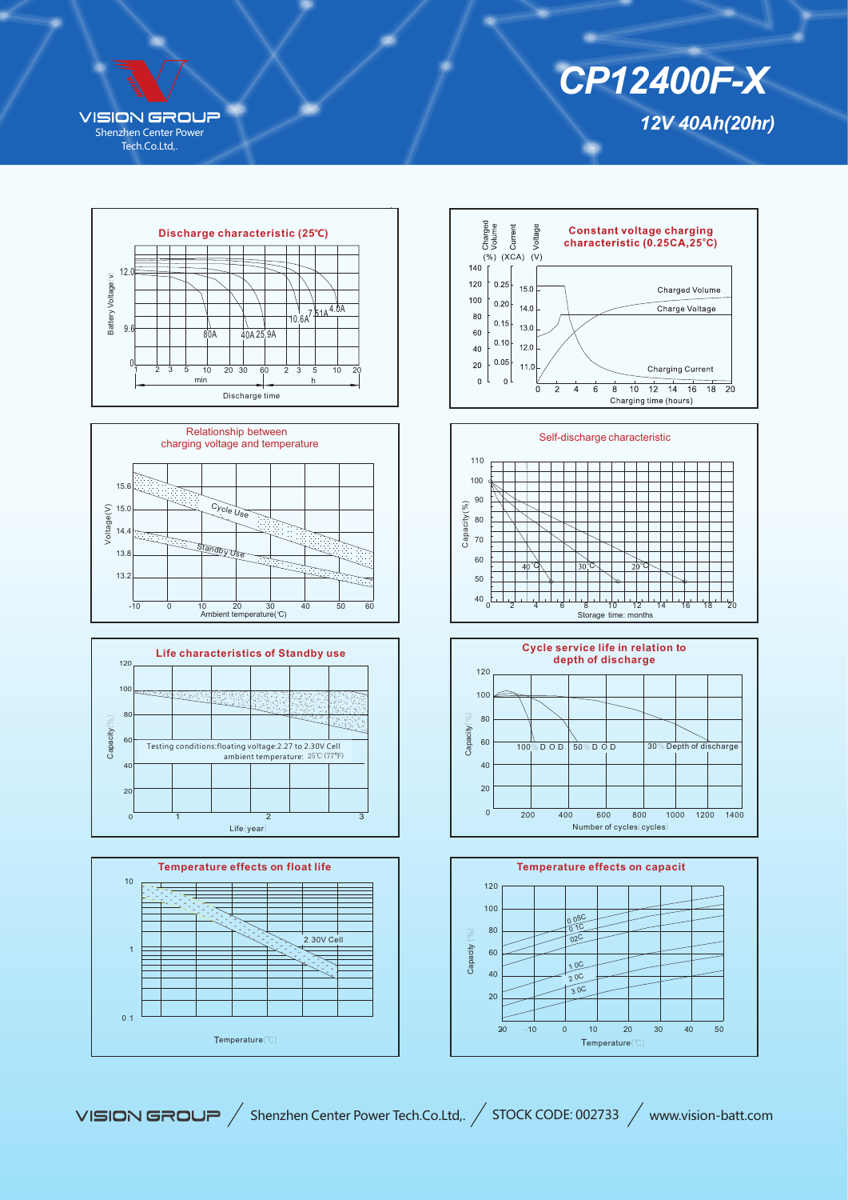VISION GROUP
Shenzhen Center Power Tech.Co.Ltd,.

# CP12400F-X

## 12V 40Ah(20hr)

### Discharge characteristic (25℃)

Battery Voltage v
12.0
9.6
0
80A
40A 25.9A
10.6A
7.51A
4.0A
1 2 3 5 10 20 30 60 2 3 5 10 20
min
h
Discharge time

### Constant voltage charging characteristic (0.25CA,25℃)

Charged Volume (%)
Current (XCA)
Voltage (V)
140 120 100 80 60 40 20 0
0.25 0.20 0.15 0.10 0.05 0
15.0 14.0 13.0 12.0 11.0
Charged Volume
Charge Voltage
Charging Current
0 2 4 6 8 10 12 14 16 18 20
Charging time (hours)

### Relationship between charging voltage and temperature

Voltage(V)
15.6 15.0 14.4 13.8 13.2
Cycle Use
Standby Use
-10 0 10 20 30 40 50 60
Ambient temperature(℃)

### Self-discharge characteristic

Capacity(%)
110 100 90 80 70 60 50 40
40℃
30℃
20℃
0 2 4 6 8 10 12 14 16 18 20
Storage time: months

### Life characteristics of Standby use

Capacity(%)
120 100 80 60 40 20 0
Testing conditions:floating voltage:2.27 to 2.30V Cell
ambient temperature: 25℃ (77°F)
1 2 3
Life(year)

### Cycle service life in relation to depth of discharge

Capacity(%)
120 100 80 60 40 20 0
100% D O D
50% D O D
30% Depth of discharge
200 400 600 800 1000 1200 1400
Number of cycles(cycles)

### Temperature effects on float life

10
1
0 1
2 30V Cell
Temperature(℃)

### Temperature effects on capacit

Capacity (%)
120 100 80 60 40 20
0.05C
0.1C
02C
1.0C
2.0C
3.0C
-20 -10 0 10 20 30 40 50
Temperature(℃)

VISION GROUP / Shenzhen Center Power Tech.Co.Ltd,. / STOCK CODE: 002733 / www.vision-batt.com